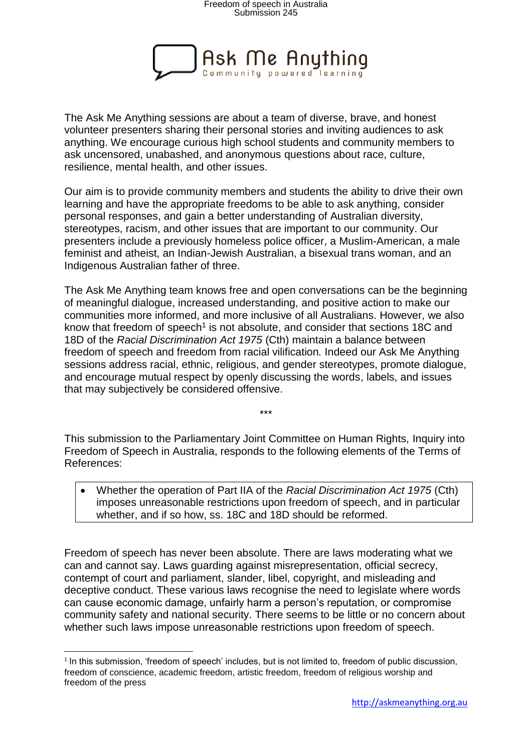# Ask Me Anything

Community powered learning

The Ask Me Anything sessions are about a team of diverse, brave, and honest volunteer presenters sharing their personal stories and inviting audiences to ask anything. We encourage curious high school students and community members to ask uncensored, unabashed, and anonymous questions about race, culture, resilience, mental health, and other issues.

Our aim is to provide community members and students the ability to drive their own learning and have the appropriate freedoms to be able to ask anything, consider personal responses, and gain a better understanding of Australian diversity, stereotypes, racism, and other issues that are important to our community. Our presenters include a previously homeless police officer, a Muslim-American, a male feminist and atheist, an Indian-Jewish Australian, a bisexual trans woman, and an Indigenous Australian father of three.

The Ask Me Anything team knows free and open conversations can be the beginning of meaningful dialogue, increased understanding, and positive action to make our communities more informed, and more inclusive of all Australians. However, we also know that freedom of speech[1] is not absolute, and consider that sections 18C and 18D of the *Racial Discrimination Act 1975* (Cth) maintain a balance between freedom of speech and freedom from racial vilification*.* Indeed our Ask Me Anything sessions address racial, ethnic, religious, and gender stereotypes, promote dialogue, and encourage mutual respect by openly discussing the words, labels, and issues that may subjectively be considered offensive.

***

This submission to the Parliamentary Joint Committee on Human Rights, Inquiry into Freedom of Speech in Australia, responds to the following elements of the Terms of References:

- Whether the operation of Part IIA of the *Racial Discrimination Act 1975* (Cth) imposes unreasonable restrictions upon freedom of speech, and in particular whether, and if so how, ss. 18C and 18D should be reformed.

Freedom of speech has never been absolute. There are laws moderating what we can and cannot say. Laws guarding against misrepresentation, official secrecy, contempt of court and parliament, slander, libel, copyright, and misleading and deceptive conduct. These various laws recognise the need to legislate where words can cause economic damage, unfairly harm a person's reputation, or compromise community safety and national security. There seems to be little or no concern about whether such laws impose unreasonable restrictions upon freedom of speech.

[1] In this submission, 'freedom of speech' includes, but is not limited to, freedom of public discussion, freedom of conscience, academic freedom, artistic freedom, freedom of religious worship and freedom of the press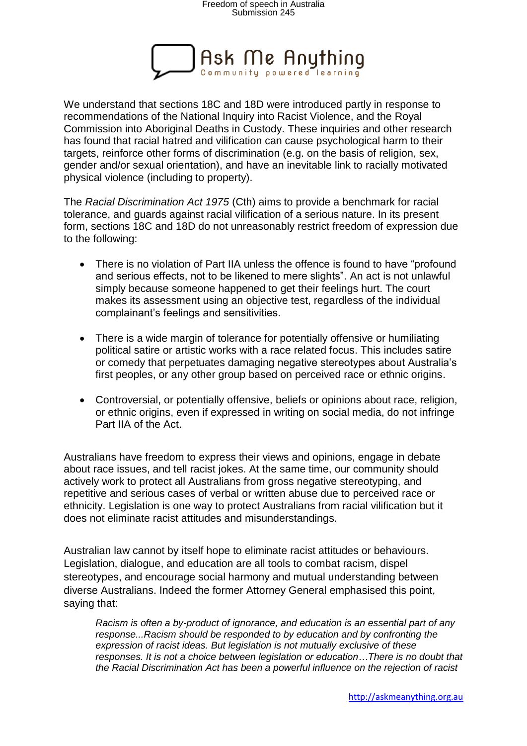We understand that sections 18C and 18D were introduced partly in response to recommendations of the National Inquiry into Racist Violence, and the Royal Commission into Aboriginal Deaths in Custody. These inquiries and other research has found that racial hatred and vilification can cause psychological harm to their targets, reinforce other forms of discrimination (e.g. on the basis of religion, sex, gender and/or sexual orientation), and have an inevitable link to racially motivated physical violence (including to property).

The *Racial Discrimination Act 1975* (Cth) aims to provide a benchmark for racial tolerance, and guards against racial vilification of a serious nature. In its present form, sections 18C and 18D do not unreasonably restrict freedom of expression due to the following:

- There is no violation of Part IIA unless the offence is found to have "profound and serious effects, not to be likened to mere slights". An act is not unlawful simply because someone happened to get their feelings hurt. The court makes its assessment using an objective test, regardless of the individual complainant's feelings and sensitivities.

- There is a wide margin of tolerance for potentially offensive or humiliating political satire or artistic works with a race related focus. This includes satire or comedy that perpetuates damaging negative stereotypes about Australia's first peoples, or any other group based on perceived race or ethnic origins.

- Controversial, or potentially offensive, beliefs or opinions about race, religion, or ethnic origins, even if expressed in writing on social media, do not infringe Part IIA of the Act.

Australians have freedom to express their views and opinions, engage in debate about race issues, and tell racist jokes. At the same time, our community should actively work to protect all Australians from gross negative stereotyping, and repetitive and serious cases of verbal or written abuse due to perceived race or ethnicity. Legislation is one way to protect Australians from racial vilification but it does not eliminate racist attitudes and misunderstandings.

Australian law cannot by itself hope to eliminate racist attitudes or behaviours. Legislation, dialogue, and education are all tools to combat racism, dispel stereotypes, and encourage social harmony and mutual understanding between diverse Australians. Indeed the former Attorney General emphasised this point, saying that:

> *Racism is often a by-product of ignorance, and education is an essential part of any response...Racism should be responded to by education and by confronting the expression of racist ideas. But legislation is not mutually exclusive of these responses. It is not a choice between legislation or education…There is no doubt that the Racial Discrimination Act has been a powerful influence on the rejection of racist*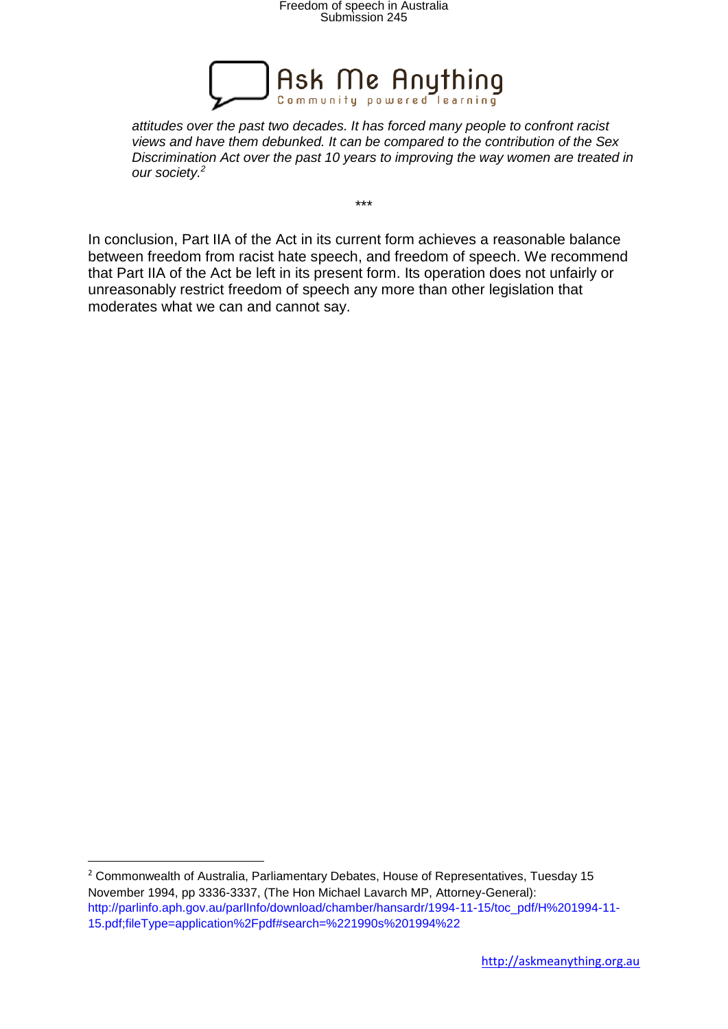*attitudes over the past two decades. It has forced many people to confront racist views and have them debunked. It can be compared to the contribution of the Sex Discrimination Act over the past 10 years to improving the way women are treated in our society.*[2]

***

In conclusion, Part IIA of the Act in its current form achieves a reasonable balance between freedom from racist hate speech, and freedom of speech. We recommend that Part IIA of the Act be left in its present form. Its operation does not unfairly or unreasonably restrict freedom of speech any more than other legislation that moderates what we can and cannot say.

[2] Commonwealth of Australia, Parliamentary Debates, House of Representatives, Tuesday 15 November 1994, pp 3336-3337, (The Hon Michael Lavarch MP, Attorney-General): http://parlinfo.aph.gov.au/parlInfo/download/chamber/hansardr/1994-11-15/toc_pdf/H%201994-11-15.pdf;fileType=application%2Fpdf#search=%221990s%201994%22